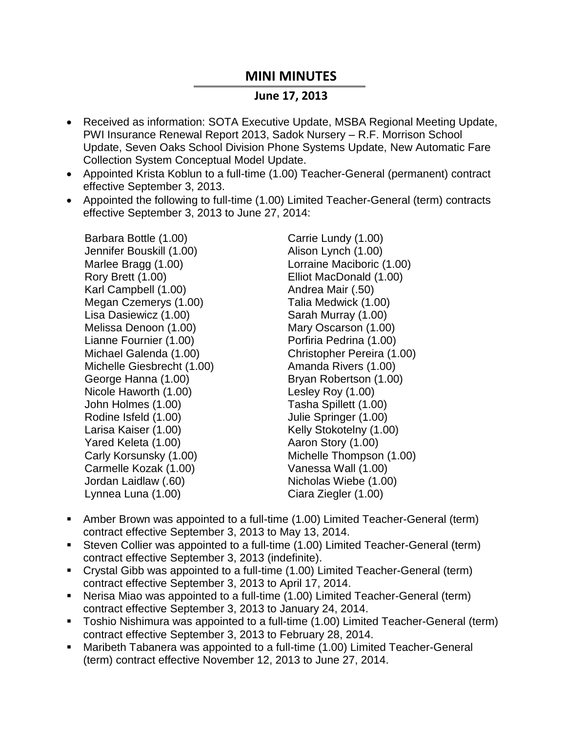# MINI MINUTES

## June 17, 2013

- Received as information: SOTA Executive Update, MSBA Regional Meeting Update, PWI Insurance Renewal Report 2013, Sadok Nursery – R.F. Morrison School Update, Seven Oaks School Division Phone Systems Update, New Automatic Fare Collection System Conceptual Model Update.
- Appointed Krista Koblun to a full-time (1.00) Teacher-General (permanent) contract effective September 3, 2013.
- Appointed the following to full-time (1.00) Limited Teacher-General (term) contracts effective September 3, 2013 to June 27, 2014:

Barbara Bottle (1.00)
Jennifer Bouskill (1.00)
Marlee Bragg (1.00)
Rory Brett (1.00)
Karl Campbell (1.00)
Megan Czemerys (1.00)
Lisa Dasiewicz (1.00)
Melissa Denoon (1.00)
Lianne Fournier (1.00)
Michael Galenda (1.00)
Michelle Giesbrecht (1.00)
George Hanna (1.00)
Nicole Haworth (1.00)
John Holmes (1.00)
Rodine Isfeld (1.00)
Larisa Kaiser (1.00)
Yared Keleta (1.00)
Carly Korsunsky (1.00)
Carmelle Kozak (1.00)
Jordan Laidlaw (.60)
Lynnea Luna (1.00)
Carrie Lundy (1.00)
Alison Lynch (1.00)
Lorraine Maciboric (1.00)
Elliot MacDonald (1.00)
Andrea Mair (.50)
Talia Medwick (1.00)
Sarah Murray (1.00)
Mary Oscarson (1.00)
Porfiria Pedrina (1.00)
Christopher Pereira (1.00)
Amanda Rivers (1.00)
Bryan Robertson (1.00)
Lesley Roy (1.00)
Tasha Spillett (1.00)
Julie Springer (1.00)
Kelly Stokotelny (1.00)
Aaron Story (1.00)
Michelle Thompson (1.00)
Vanessa Wall (1.00)
Nicholas Wiebe (1.00)
Ciara Ziegler (1.00)

- Amber Brown was appointed to a full-time (1.00) Limited Teacher-General (term) contract effective September 3, 2013 to May 13, 2014.
- Steven Collier was appointed to a full-time (1.00) Limited Teacher-General (term) contract effective September 3, 2013 (indefinite).
- Crystal Gibb was appointed to a full-time (1.00) Limited Teacher-General (term) contract effective September 3, 2013 to April 17, 2014.
- Nerisa Miao was appointed to a full-time (1.00) Limited Teacher-General (term) contract effective September 3, 2013 to January 24, 2014.
- Toshio Nishimura was appointed to a full-time (1.00) Limited Teacher-General (term) contract effective September 3, 2013 to February 28, 2014.
- Maribeth Tabanera was appointed to a full-time (1.00) Limited Teacher-General (term) contract effective November 12, 2013 to June 27, 2014.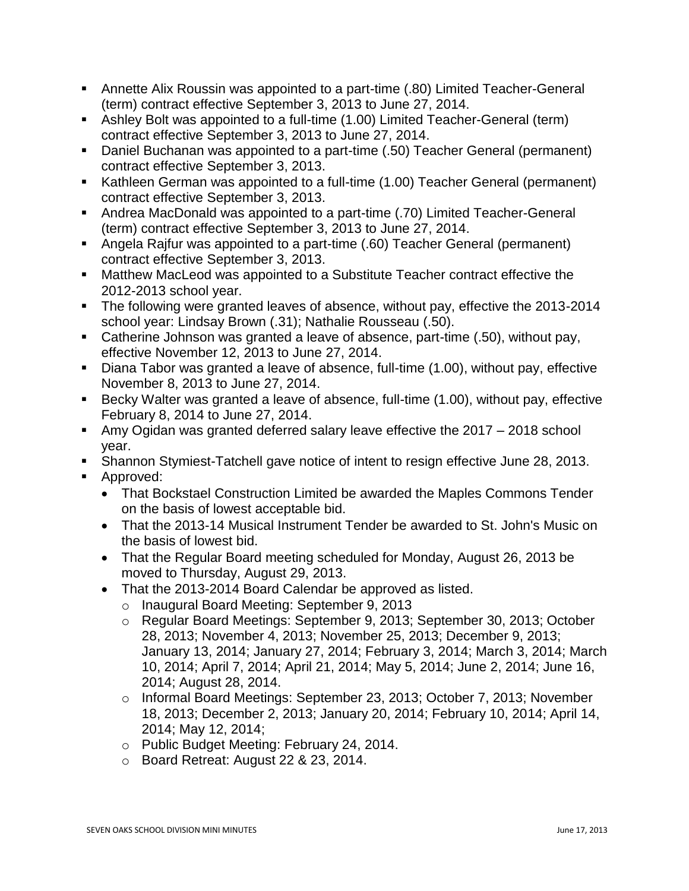- Annette Alix Roussin was appointed to a part-time (.80) Limited Teacher-General (term) contract effective September 3, 2013 to June 27, 2014.
- Ashley Bolt was appointed to a full-time (1.00) Limited Teacher-General (term) contract effective September 3, 2013 to June 27, 2014.
- Daniel Buchanan was appointed to a part-time (.50) Teacher General (permanent) contract effective September 3, 2013.
- Kathleen German was appointed to a full-time (1.00) Teacher General (permanent) contract effective September 3, 2013.
- Andrea MacDonald was appointed to a part-time (.70) Limited Teacher-General (term) contract effective September 3, 2013 to June 27, 2014.
- Angela Rajfur was appointed to a part-time (.60) Teacher General (permanent) contract effective September 3, 2013.
- Matthew MacLeod was appointed to a Substitute Teacher contract effective the 2012-2013 school year.
- The following were granted leaves of absence, without pay, effective the 2013-2014 school year: Lindsay Brown (.31); Nathalie Rousseau (.50).
- Catherine Johnson was granted a leave of absence, part-time (.50), without pay, effective November 12, 2013 to June 27, 2014.
- Diana Tabor was granted a leave of absence, full-time (1.00), without pay, effective November 8, 2013 to June 27, 2014.
- Becky Walter was granted a leave of absence, full-time (1.00), without pay, effective February 8, 2014 to June 27, 2014.
- Amy Ogidan was granted deferred salary leave effective the 2017 – 2018 school year.
- Shannon Stymiest-Tatchell gave notice of intent to resign effective June 28, 2013.
- Approved:
  - That Bockstael Construction Limited be awarded the Maples Commons Tender on the basis of lowest acceptable bid.
  - That the 2013-14 Musical Instrument Tender be awarded to St. John's Music on the basis of lowest bid.
  - That the Regular Board meeting scheduled for Monday, August 26, 2013 be moved to Thursday, August 29, 2013.
  - That the 2013-2014 Board Calendar be approved as listed.
    - Inaugural Board Meeting: September 9, 2013
    - Regular Board Meetings: September 9, 2013; September 30, 2013; October 28, 2013; November 4, 2013; November 25, 2013; December 9, 2013; January 13, 2014; January 27, 2014; February 3, 2014; March 3, 2014; March 10, 2014; April 7, 2014; April 21, 2014; May 5, 2014; June 2, 2014; June 16, 2014; August 28, 2014.
    - Informal Board Meetings: September 23, 2013; October 7, 2013; November 18, 2013; December 2, 2013; January 20, 2014; February 10, 2014; April 14, 2014; May 12, 2014;
    - Public Budget Meeting: February 24, 2014.
    - Board Retreat: August 22 & 23, 2014.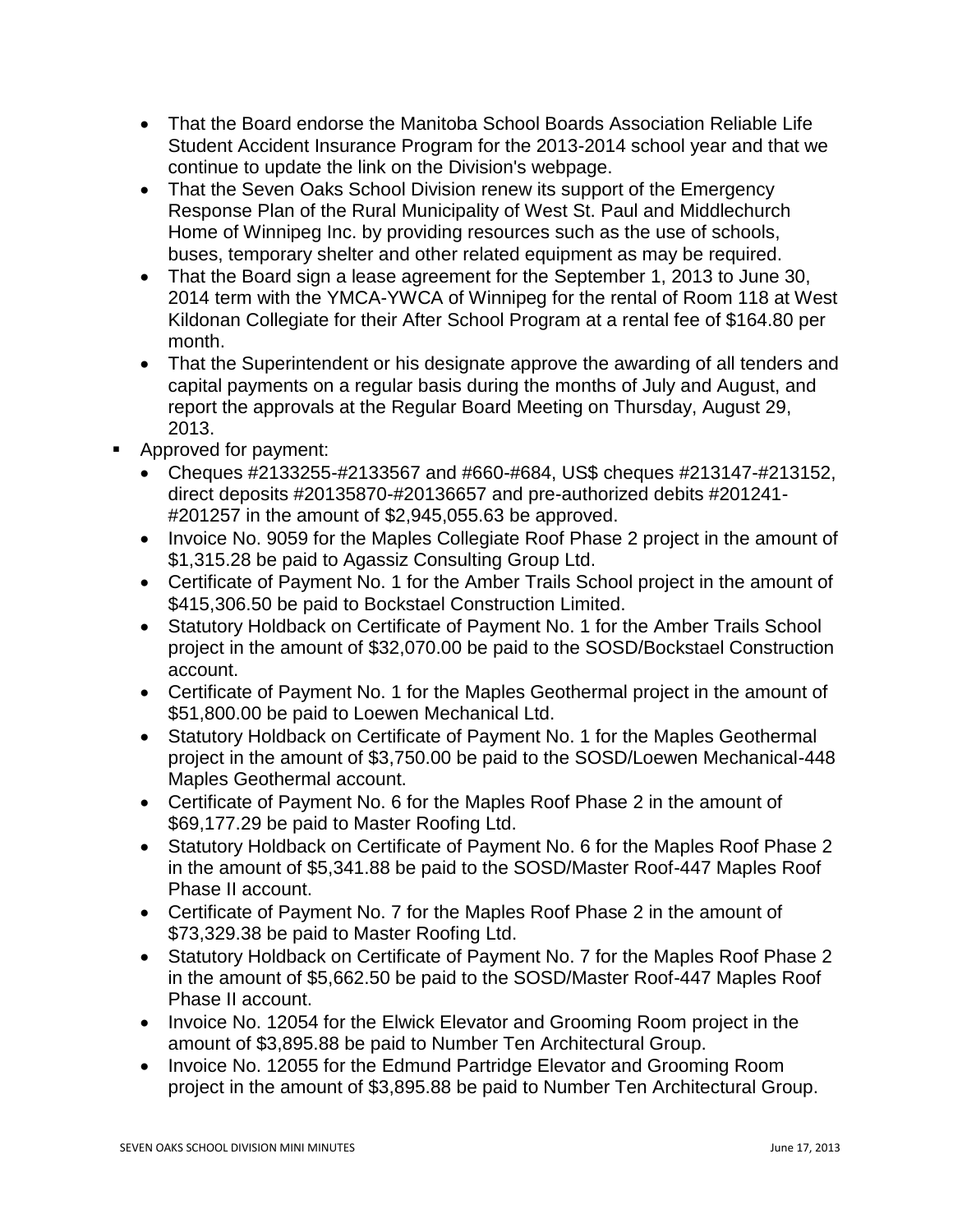- That the Board endorse the Manitoba School Boards Association Reliable Life Student Accident Insurance Program for the 2013-2014 school year and that we continue to update the link on the Division's webpage.
- That the Seven Oaks School Division renew its support of the Emergency Response Plan of the Rural Municipality of West St. Paul and Middlechurch Home of Winnipeg Inc. by providing resources such as the use of schools, buses, temporary shelter and other related equipment as may be required.
- That the Board sign a lease agreement for the September 1, 2013 to June 30, 2014 term with the YMCA-YWCA of Winnipeg for the rental of Room 118 at West Kildonan Collegiate for their After School Program at a rental fee of $164.80 per month.
- That the Superintendent or his designate approve the awarding of all tenders and capital payments on a regular basis during the months of July and August, and report the approvals at the Regular Board Meeting on Thursday, August 29, 2013.

- Approved for payment:
  - Cheques #2133255-#2133567 and #660-#684, US$ cheques #213147-#213152, direct deposits #20135870-#20136657 and pre-authorized debits #201241-#201257 in the amount of $2,945,055.63 be approved.
  - Invoice No. 9059 for the Maples Collegiate Roof Phase 2 project in the amount of $1,315.28 be paid to Agassiz Consulting Group Ltd.
  - Certificate of Payment No. 1 for the Amber Trails School project in the amount of $415,306.50 be paid to Bockstael Construction Limited.
  - Statutory Holdback on Certificate of Payment No. 1 for the Amber Trails School project in the amount of $32,070.00 be paid to the SOSD/Bockstael Construction account.
  - Certificate of Payment No. 1 for the Maples Geothermal project in the amount of $51,800.00 be paid to Loewen Mechanical Ltd.
  - Statutory Holdback on Certificate of Payment No. 1 for the Maples Geothermal project in the amount of $3,750.00 be paid to the SOSD/Loewen Mechanical-448 Maples Geothermal account.
  - Certificate of Payment No. 6 for the Maples Roof Phase 2 in the amount of $69,177.29 be paid to Master Roofing Ltd.
  - Statutory Holdback on Certificate of Payment No. 6 for the Maples Roof Phase 2 in the amount of $5,341.88 be paid to the SOSD/Master Roof-447 Maples Roof Phase II account.
  - Certificate of Payment No. 7 for the Maples Roof Phase 2 in the amount of $73,329.38 be paid to Master Roofing Ltd.
  - Statutory Holdback on Certificate of Payment No. 7 for the Maples Roof Phase 2 in the amount of $5,662.50 be paid to the SOSD/Master Roof-447 Maples Roof Phase II account.
  - Invoice No. 12054 for the Elwick Elevator and Grooming Room project in the amount of $3,895.88 be paid to Number Ten Architectural Group.
  - Invoice No. 12055 for the Edmund Partridge Elevator and Grooming Room project in the amount of $3,895.88 be paid to Number Ten Architectural Group.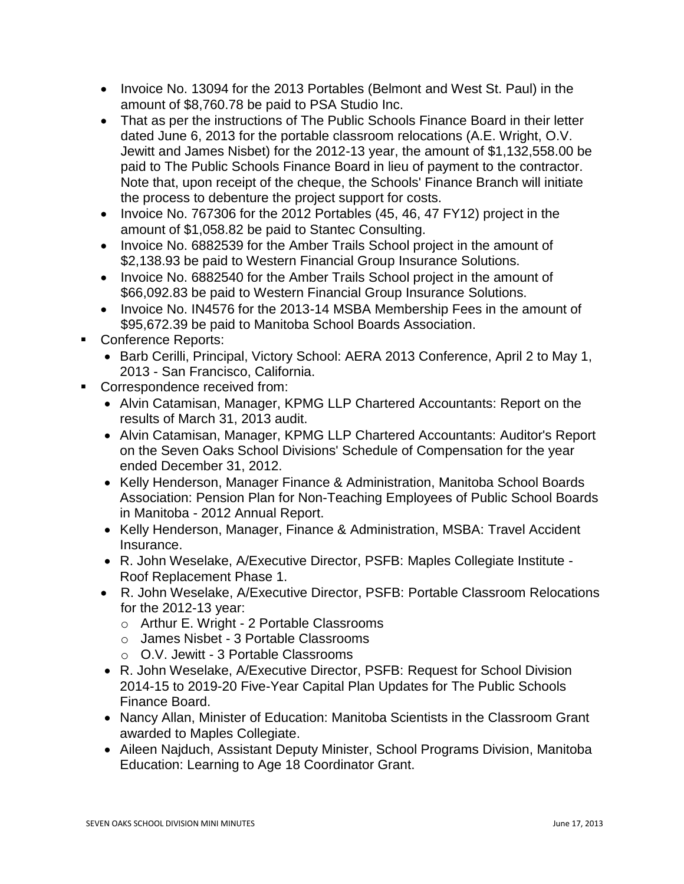- Invoice No. 13094 for the 2013 Portables (Belmont and West St. Paul) in the amount of $8,760.78 be paid to PSA Studio Inc.
- That as per the instructions of The Public Schools Finance Board in their letter dated June 6, 2013 for the portable classroom relocations (A.E. Wright, O.V. Jewitt and James Nisbet) for the 2012-13 year, the amount of $1,132,558.00 be paid to The Public Schools Finance Board in lieu of payment to the contractor. Note that, upon receipt of the cheque, the Schools' Finance Branch will initiate the process to debenture the project support for costs.
- Invoice No. 767306 for the 2012 Portables (45, 46, 47 FY12) project in the amount of $1,058.82 be paid to Stantec Consulting.
- Invoice No. 6882539 for the Amber Trails School project in the amount of $2,138.93 be paid to Western Financial Group Insurance Solutions.
- Invoice No. 6882540 for the Amber Trails School project in the amount of $66,092.83 be paid to Western Financial Group Insurance Solutions.
- Invoice No. IN4576 for the 2013-14 MSBA Membership Fees in the amount of $95,672.39 be paid to Manitoba School Boards Association.

- Conference Reports:
  - Barb Cerilli, Principal, Victory School: AERA 2013 Conference, April 2 to May 1, 2013 - San Francisco, California.
- Correspondence received from:
  - Alvin Catamisan, Manager, KPMG LLP Chartered Accountants: Report on the results of March 31, 2013 audit.
  - Alvin Catamisan, Manager, KPMG LLP Chartered Accountants: Auditor's Report on the Seven Oaks School Divisions' Schedule of Compensation for the year ended December 31, 2012.
  - Kelly Henderson, Manager Finance & Administration, Manitoba School Boards Association: Pension Plan for Non-Teaching Employees of Public School Boards in Manitoba - 2012 Annual Report.
  - Kelly Henderson, Manager, Finance & Administration, MSBA: Travel Accident Insurance.
  - R. John Weselake, A/Executive Director, PSFB: Maples Collegiate Institute - Roof Replacement Phase 1.
  - R. John Weselake, A/Executive Director, PSFB: Portable Classroom Relocations for the 2012-13 year:
    - Arthur E. Wright - 2 Portable Classrooms
    - James Nisbet - 3 Portable Classrooms
    - O.V. Jewitt - 3 Portable Classrooms
  - R. John Weselake, A/Executive Director, PSFB: Request for School Division 2014-15 to 2019-20 Five-Year Capital Plan Updates for The Public Schools Finance Board.
  - Nancy Allan, Minister of Education: Manitoba Scientists in the Classroom Grant awarded to Maples Collegiate.
  - Aileen Najduch, Assistant Deputy Minister, School Programs Division, Manitoba Education: Learning to Age 18 Coordinator Grant.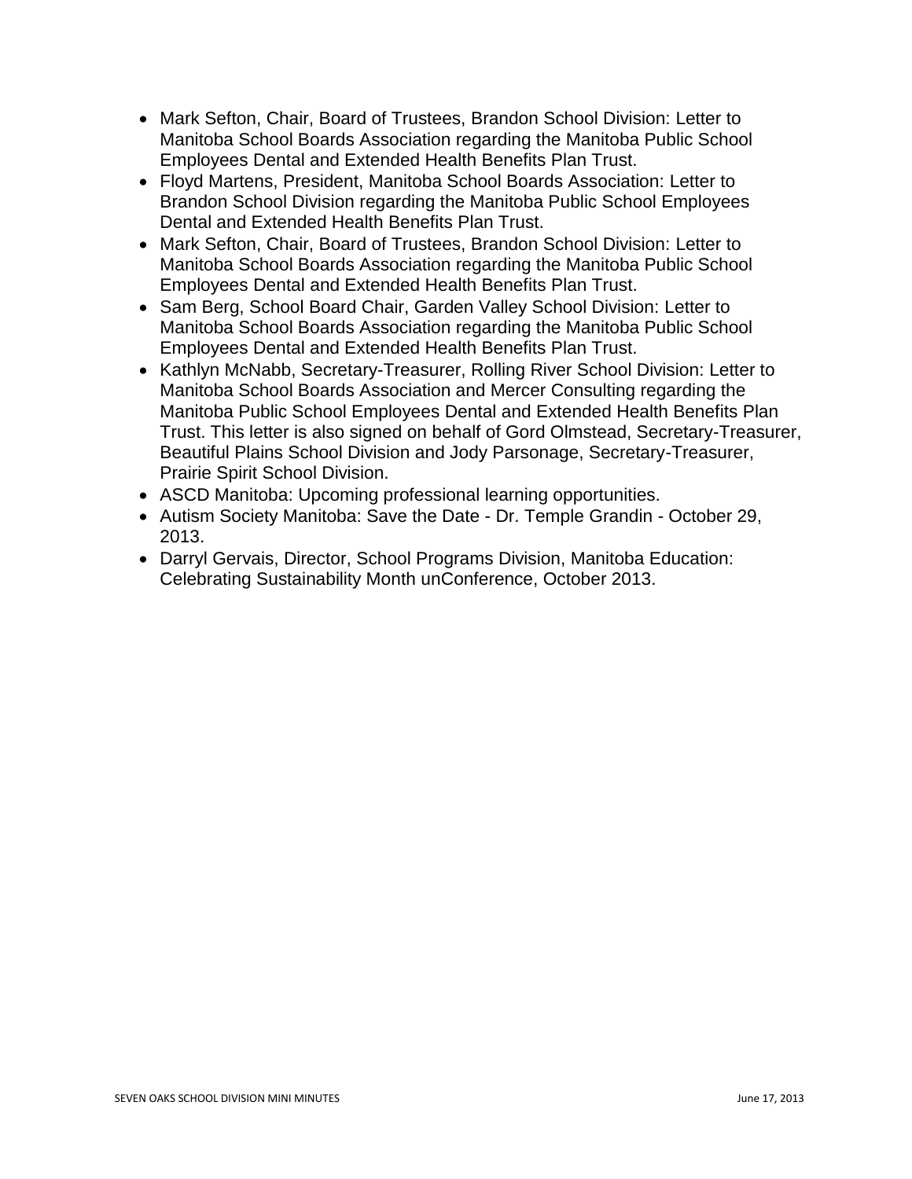- Mark Sefton, Chair, Board of Trustees, Brandon School Division: Letter to Manitoba School Boards Association regarding the Manitoba Public School Employees Dental and Extended Health Benefits Plan Trust.
- Floyd Martens, President, Manitoba School Boards Association: Letter to Brandon School Division regarding the Manitoba Public School Employees Dental and Extended Health Benefits Plan Trust.
- Mark Sefton, Chair, Board of Trustees, Brandon School Division: Letter to Manitoba School Boards Association regarding the Manitoba Public School Employees Dental and Extended Health Benefits Plan Trust.
- Sam Berg, School Board Chair, Garden Valley School Division: Letter to Manitoba School Boards Association regarding the Manitoba Public School Employees Dental and Extended Health Benefits Plan Trust.
- Kathlyn McNabb, Secretary-Treasurer, Rolling River School Division: Letter to Manitoba School Boards Association and Mercer Consulting regarding the Manitoba Public School Employees Dental and Extended Health Benefits Plan Trust. This letter is also signed on behalf of Gord Olmstead, Secretary-Treasurer, Beautiful Plains School Division and Jody Parsonage, Secretary-Treasurer, Prairie Spirit School Division.
- ASCD Manitoba: Upcoming professional learning opportunities.
- Autism Society Manitoba: Save the Date - Dr. Temple Grandin - October 29, 2013.
- Darryl Gervais, Director, School Programs Division, Manitoba Education: Celebrating Sustainability Month unConference, October 2013.